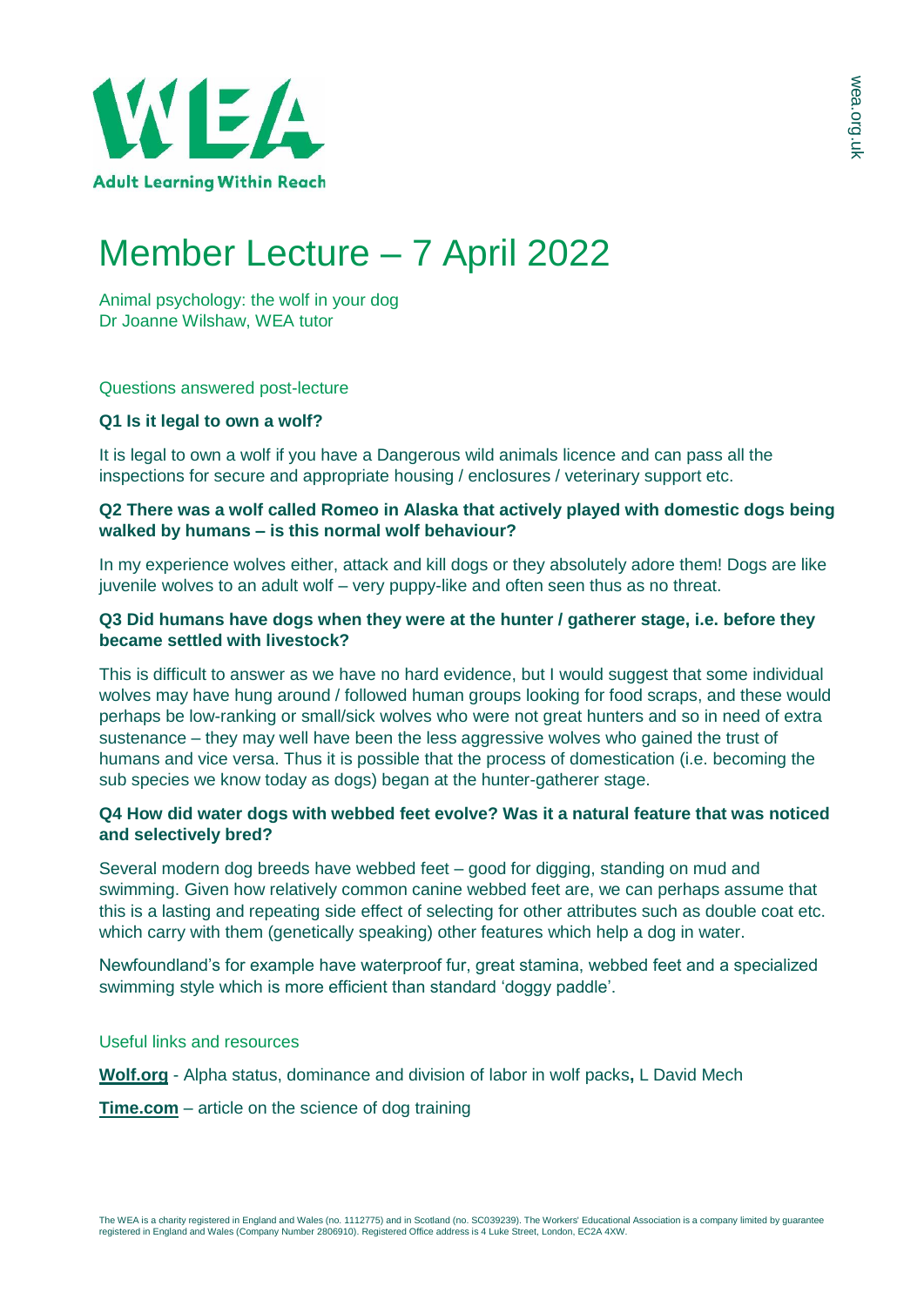# Member Lecture – 7 April 2022

Animal psychology: the wolf in your dog
Dr Joanne Wilshaw, WEA tutor

## Questions answered post-lecture

### Q1 Is it legal to own a wolf?

It is legal to own a wolf if you have a Dangerous wild animals licence and can pass all the inspections for secure and appropriate housing / enclosures / veterinary support etc.

### Q2 There was a wolf called Romeo in Alaska that actively played with domestic dogs being walked by humans – is this normal wolf behaviour?

In my experience wolves either, attack and kill dogs or they absolutely adore them! Dogs are like juvenile wolves to an adult wolf – very puppy-like and often seen thus as no threat.

### Q3 Did humans have dogs when they were at the hunter / gatherer stage, i.e. before they became settled with livestock?

This is difficult to answer as we have no hard evidence, but I would suggest that some individual wolves may have hung around / followed human groups looking for food scraps, and these would perhaps be low-ranking or small/sick wolves who were not great hunters and so in need of extra sustenance – they may well have been the less aggressive wolves who gained the trust of humans and vice versa. Thus it is possible that the process of domestication (i.e. becoming the sub species we know today as dogs) began at the hunter-gatherer stage.

### Q4 How did water dogs with webbed feet evolve? Was it a natural feature that was noticed and selectively bred?

Several modern dog breeds have webbed feet – good for digging, standing on mud and swimming. Given how relatively common canine webbed feet are, we can perhaps assume that this is a lasting and repeating side effect of selecting for other attributes such as double coat etc. which carry with them (genetically speaking) other features which help a dog in water.

Newfoundland's for example have waterproof fur, great stamina, webbed feet and a specialized swimming style which is more efficient than standard 'doggy paddle'.

## Useful links and resources

**Wolf.org** - Alpha status, dominance and division of labor in wolf packs**,** L David Mech

**Time.com** – article on the science of dog training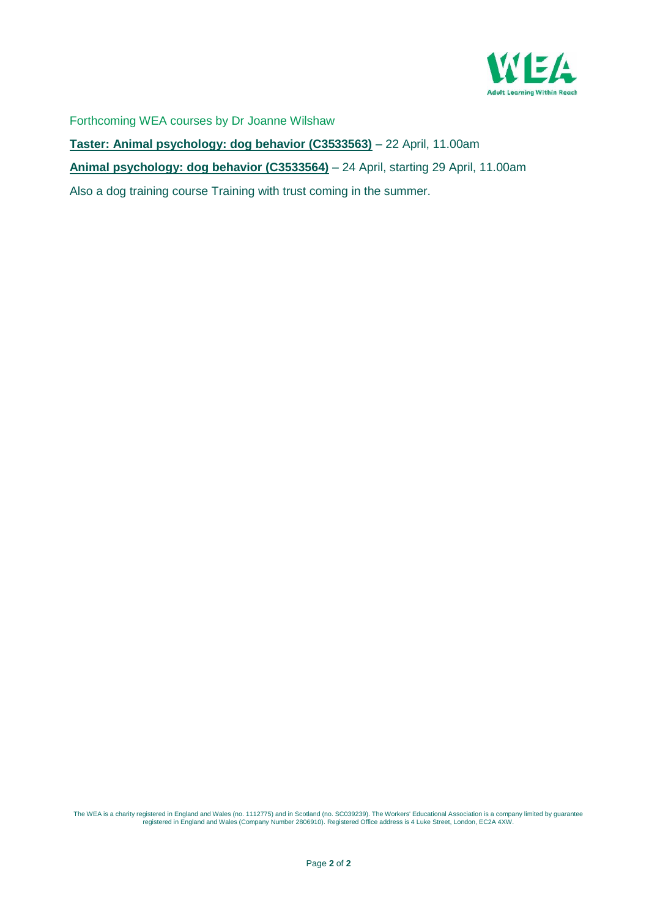Forthcoming WEA courses by Dr Joanne Wilshaw

**Taster: Animal psychology: dog behavior (C3533563)** – 22 April, 11.00am

**Animal psychology: dog behavior (C3533564)** – 24 April, starting 29 April, 11.00am

Also a dog training course Training with trust coming in the summer.

The WEA is a charity registered in England and Wales (no. 1112775) and in Scotland (no. SC039239). The Workers' Educational Association is a company limited by guarantee registered in England and Wales (Company Number 2806910). Registered Office address is 4 Luke Street, London, EC2A 4XW.